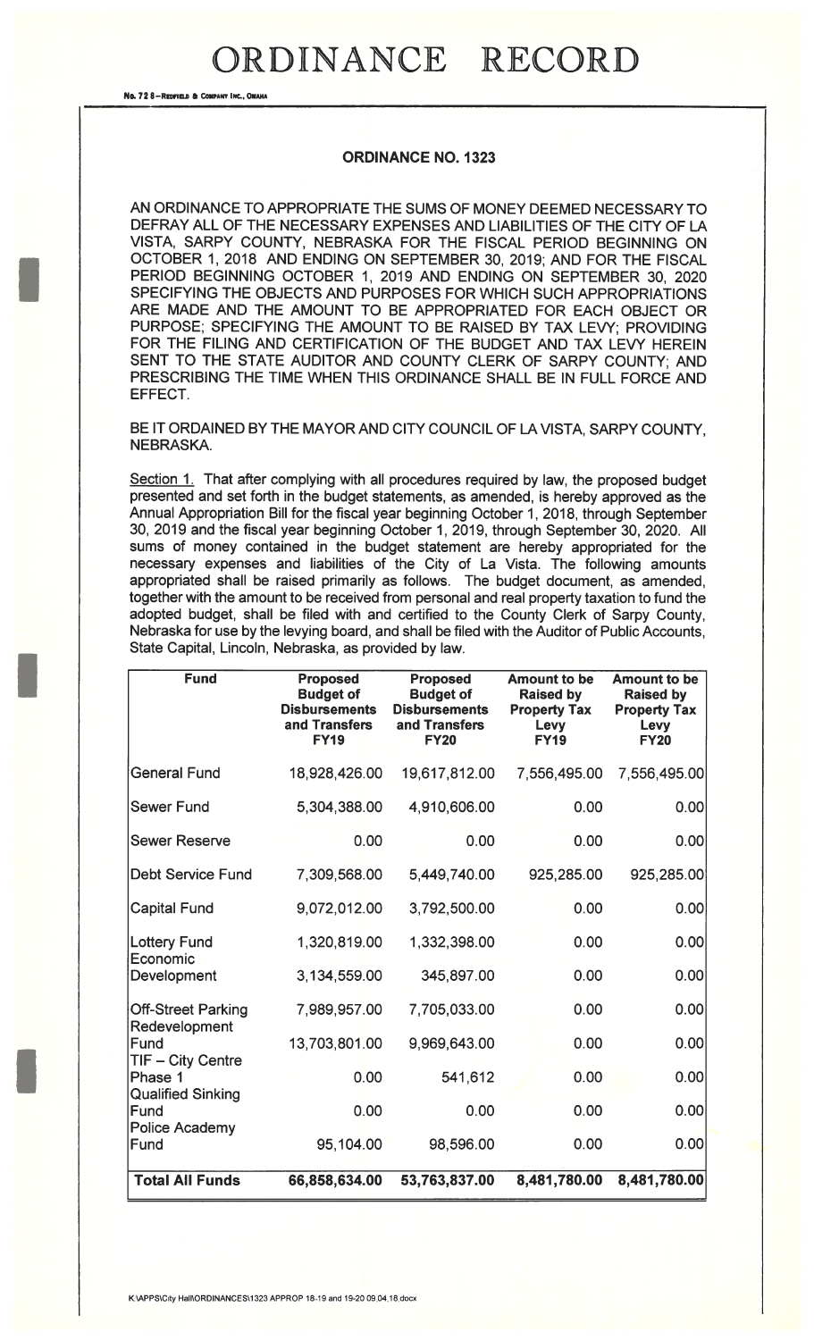# ORDINANCE RECORD

No. 72 8—Redfield & Company Inc., Omaha

## ORDINANCE NO. 1323

AN ORDINANCE TO APPROPRIATE THE SUMS OF MONEY DEEMED NECESSARY TO DEFRAY ALL OF THE NECESSARY EXPENSES AND LIABILITIES OF THE CITY OF LA VISTA, SARPY COUNTY, NEBRASKA FOR THE FISCAL PERIOD BEGINNING ON OCTOBER 1, 2018 AND ENDING ON SEPTEMBER 30, 2019; AND FOR THE FISCAL PERIOD BEGINNING OCTOBER 1, 2019 AND ENDING ON SEPTEMBER 30, 2020 SPECIFYING THE OBJECTS AND PURPOSES FOR WHICH SUCH APPROPRIATIONS ARE MADE AND THE AMOUNT TO BE APPROPRIATED FOR EACH OBJECT OR PURPOSE; SPECIFYING THE AMOUNT TO BE RAISED BY TAX LEVY; PROVIDING FOR THE FILING AND CERTIFICATION OF THE BUDGET AND TAX LEVY HEREIN SENT TO THE STATE AUDITOR AND COUNTY CLERK OF SARPY COUNTY; AND PRESCRIBING THE TIME WHEN THIS ORDINANCE SHALL BE IN FULL FORCE AND EFFECT.

BE IT ORDAINED BY THE MAYOR AND CITY COUNCIL OF LA VISTA, SARPY COUNTY, NEBRASKA.

Section 1. That after complying with all procedures required by law, the proposed budget presented and set forth in the budget statements, as amended, is hereby approved as the Annual Appropriation Bill for the fiscal year beginning October 1, 2018, through September 30, 2019 and the fiscal year beginning October 1, 2019, through September 30, 2020. All sums of money contained in the budget statement are hereby appropriated for the necessary expenses and liabilities of the City of La Vista. The following amounts appropriated shall be raised primarily as follows. The budget document, as amended, together with the amount to be received from personal and real property taxation to fund the adopted budget, shall be filed with and certified to the County Clerk of Sarpy County, Nebraska for use by the levying board, and shall be filed with the Auditor of Public Accounts, State Capital, Lincoln, Nebraska, as provided by law.

| Fund | Proposed Budget of Disbursements and Transfers FY19 | Proposed Budget of Disbursements and Transfers FY20 | Amount to be Raised by Property Tax Levy FY19 | Amount to be Raised by Property Tax Levy FY20 |
|---|---|---|---|---|
| General Fund | 18,928,426.00 | 19,617,812.00 | 7,556,495.00 | 7,556,495.00 |
| Sewer Fund | 5,304,388.00 | 4,910,606.00 | 0.00 | 0.00 |
| Sewer Reserve | 0.00 | 0.00 | 0.00 | 0.00 |
| Debt Service Fund | 7,309,568.00 | 5,449,740.00 | 925,285.00 | 925,285.00 |
| Capital Fund | 9,072,012.00 | 3,792,500.00 | 0.00 | 0.00 |
| Lottery Fund | 1,320,819.00 | 1,332,398.00 | 0.00 | 0.00 |
| Economic Development | 3,134,559.00 | 345,897.00 | 0.00 | 0.00 |
| Off-Street Parking | 7,989,957.00 | 7,705,033.00 | 0.00 | 0.00 |
| Redevelopment Fund | 13,703,801.00 | 9,969,643.00 | 0.00 | 0.00 |
| TIF – City Centre Phase 1 | 0.00 | 541,612 | 0.00 | 0.00 |
| Qualified Sinking Fund | 0.00 | 0.00 | 0.00 | 0.00 |
| Police Academy Fund | 95,104.00 | 98,596.00 | 0.00 | 0.00 |
| **Total All Funds** | **66,858,634.00** | **53,763,837.00** | **8,481,780.00** | **8,481,780.00** |

K:\APPS\City Hall\ORDINANCES\1323 APPROP 18-19 and 19-20 09.04.18.docx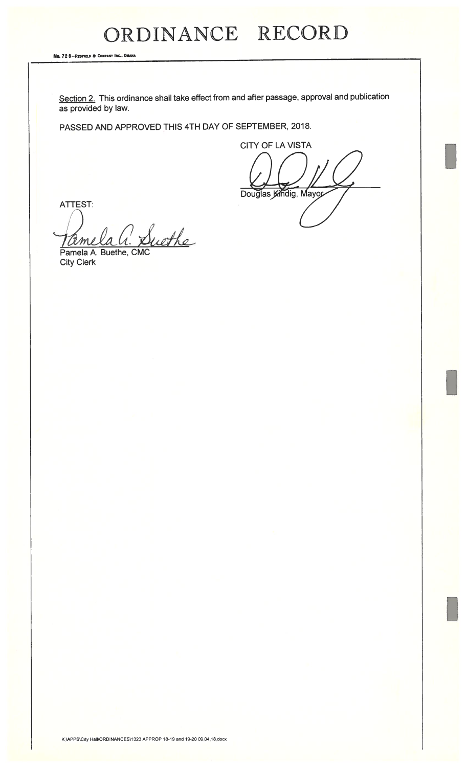# ORDINANCE RECORD

No. 72 8—REDFIELD & COMPANY INC., OMAHA

Section 2. This ordinance shall take effect from and after passage, approval and publication as provided by law.

PASSED AND APPROVED THIS 4TH DAY OF SEPTEMBER, 2018.

CITY OF LA VISTA

Douglas Kindig, Mayor

ATTEST:

Pamela A. Buethe, CMC
City Clerk

K:\APPS\City Hall\ORDINANCES\1323 APPROP 18-19 and 19-20 09.04.18.docx